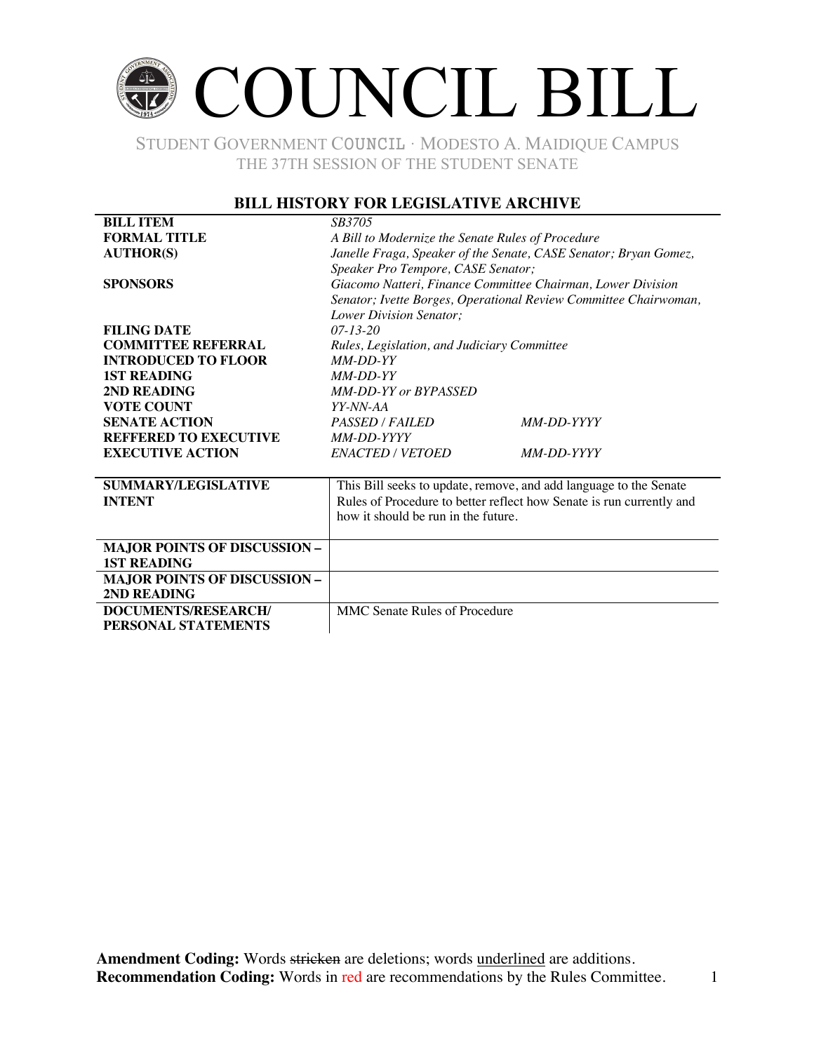# COUNCIL BILL

STUDENT GOVERNMENT COUNCIL · MODESTO A. MAIDIQUE CAMPUS
THE 37TH SESSION OF THE STUDENT SENATE

## BILL HISTORY FOR LEGISLATIVE ARCHIVE

| | | |
|---|---|---|
| **BILL ITEM** | *SB3705* | |
| **FORMAL TITLE** | *A Bill to Modernize the Senate Rules of Procedure* | |
| **AUTHOR(S)** | *Janelle Fraga, Speaker of the Senate, CASE Senator; Bryan Gomez, Speaker Pro Tempore, CASE Senator;* | |
| **SPONSORS** | *Giacomo Natteri, Finance Committee Chairman, Lower Division Senator; Ivette Borges, Operational Review Committee Chairwoman, Lower Division Senator;* | |
| **FILING DATE** | *07-13-20* | |
| **COMMITTEE REFERRAL** | *Rules, Legislation, and Judiciary Committee* | |
| **INTRODUCED TO FLOOR** | *MM-DD-YY* | |
| **1ST READING** | *MM-DD-YY* | |
| **2ND READING** | *MM-DD-YY or BYPASSED* | |
| **VOTE COUNT** | *YY-NN-AA* | |
| **SENATE ACTION** | *PASSED / FAILED* | *MM-DD-YYYY* |
| **REFFERED TO EXECUTIVE** | *MM-DD-YYYY* | |
| **EXECUTIVE ACTION** | *ENACTED / VETOED* | *MM-DD-YYYY* |

| | |
|---|---|
| **SUMMARY/LEGISLATIVE INTENT** | This Bill seeks to update, remove, and add language to the Senate Rules of Procedure to better reflect how Senate is run currently and how it should be run in the future. |
| **MAJOR POINTS OF DISCUSSION – 1ST READING** | |
| **MAJOR POINTS OF DISCUSSION – 2ND READING** | |
| **DOCUMENTS/RESEARCH/ PERSONAL STATEMENTS** | MMC Senate Rules of Procedure |

**Amendment Coding:** Words ~~stricken~~ are deletions; words <u>underlined</u> are additions.
**Recommendation Coding:** Words in red are recommendations by the Rules Committee.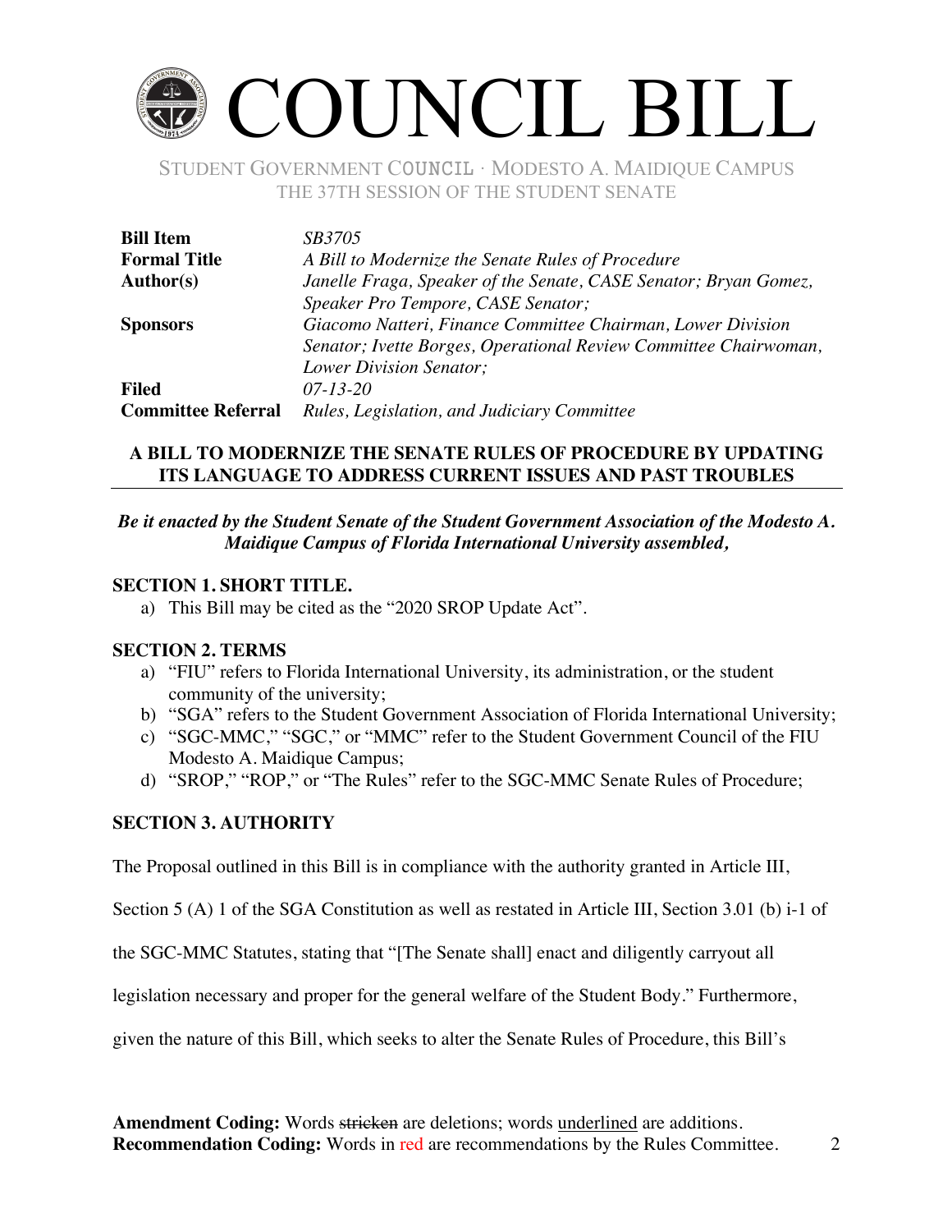# COUNCIL BILL

STUDENT GOVERNMENT COUNCIL · MODESTO A. MAIDIQUE CAMPUS
THE 37TH SESSION OF THE STUDENT SENATE

| | |
|---|---|
| **Bill Item** | *SB3705* |
| **Formal Title** | *A Bill to Modernize the Senate Rules of Procedure* |
| **Author(s)** | *Janelle Fraga, Speaker of the Senate, CASE Senator; Bryan Gomez, Speaker Pro Tempore, CASE Senator;* |
| **Sponsors** | *Giacomo Natteri, Finance Committee Chairman, Lower Division Senator; Ivette Borges, Operational Review Committee Chairwoman, Lower Division Senator;* |
| **Filed** | *07-13-20* |
| **Committee Referral** | *Rules, Legislation, and Judiciary Committee* |

**A BILL TO MODERNIZE THE SENATE RULES OF PROCEDURE BY UPDATING ITS LANGUAGE TO ADDRESS CURRENT ISSUES AND PAST TROUBLES**

***Be it enacted by the Student Senate of the Student Government Association of the Modesto A. Maidique Campus of Florida International University assembled,***

**SECTION 1. SHORT TITLE.**

a) This Bill may be cited as the "2020 SROP Update Act".

**SECTION 2. TERMS**

a) "FIU" refers to Florida International University, its administration, or the student community of the university;
b) "SGA" refers to the Student Government Association of Florida International University;
c) "SGC-MMC," "SGC," or "MMC" refer to the Student Government Council of the FIU Modesto A. Maidique Campus;
d) "SROP," "ROP," or "The Rules" refer to the SGC-MMC Senate Rules of Procedure;

**SECTION 3. AUTHORITY**

The Proposal outlined in this Bill is in compliance with the authority granted in Article III, Section 5 (A) 1 of the SGA Constitution as well as restated in Article III, Section 3.01 (b) i-1 of the SGC-MMC Statutes, stating that "[The Senate shall] enact and diligently carryout all legislation necessary and proper for the general welfare of the Student Body." Furthermore, given the nature of this Bill, which seeks to alter the Senate Rules of Procedure, this Bill's

**Amendment Coding:** Words ~~stricken~~ are deletions; words <u>underlined</u> are additions.
**Recommendation Coding:** Words in red are recommendations by the Rules Committee.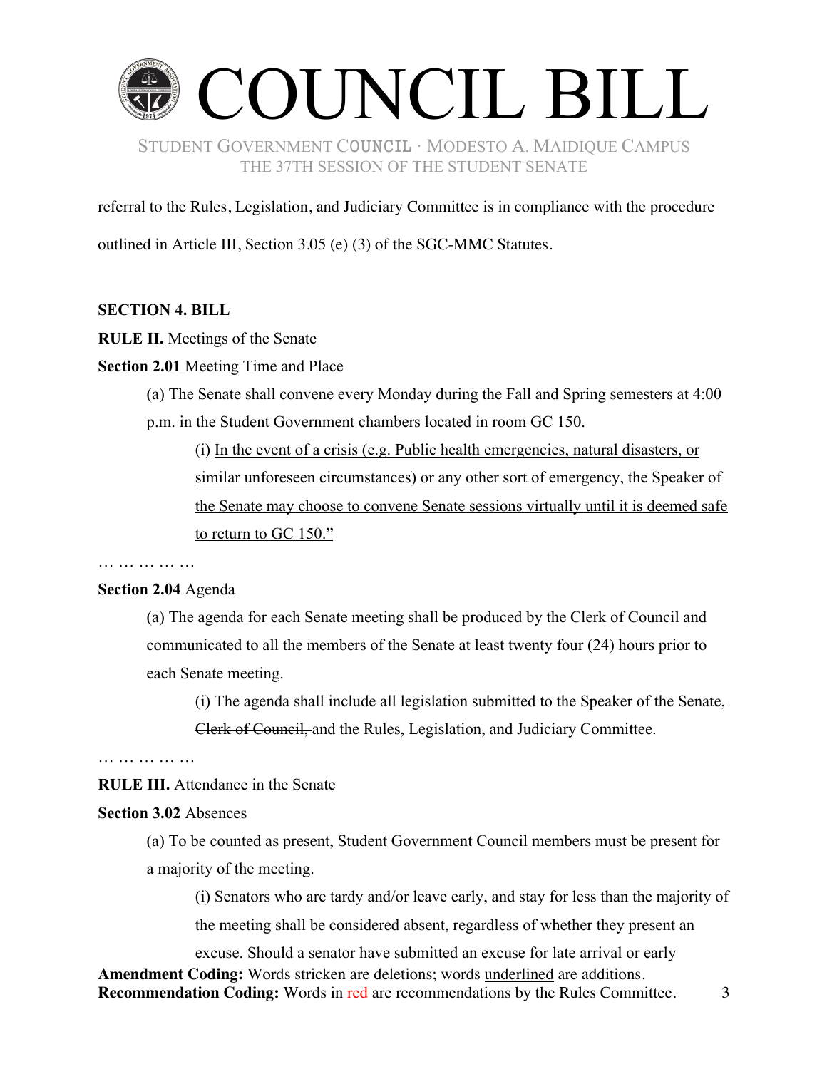referral to the Rules, Legislation, and Judiciary Committee is in compliance with the procedure outlined in Article III, Section 3.05 (e) (3) of the SGC-MMC Statutes.

**SECTION 4. BILL**

**RULE II.** Meetings of the Senate

**Section 2.01** Meeting Time and Place

(a) The Senate shall convene every Monday during the Fall and Spring semesters at 4:00 p.m. in the Student Government chambers located in room GC 150.

(i) <u>In the event of a crisis (e.g. Public health emergencies, natural disasters, or similar unforeseen circumstances) or any other sort of emergency, the Speaker of the Senate may choose to convene Senate sessions virtually until it is deemed safe to return to GC 150."</u>

… … … … …

**Section 2.04** Agenda

(a) The agenda for each Senate meeting shall be produced by the Clerk of Council and communicated to all the members of the Senate at least twenty four (24) hours prior to each Senate meeting.

(i) The agenda shall include all legislation submitted to the Speaker of the Senate~~, Clerk of Council,~~ and the Rules, Legislation, and Judiciary Committee.

… … … … …

**RULE III.** Attendance in the Senate

**Section 3.02** Absences

(a) To be counted as present, Student Government Council members must be present for a majority of the meeting.

(i) Senators who are tardy and/or leave early, and stay for less than the majority of the meeting shall be considered absent, regardless of whether they present an excuse. Should a senator have submitted an excuse for late arrival or early

**Amendment Coding:** Words ~~stricken~~ are deletions; words <u>underlined</u> are additions.
**Recommendation Coding:** Words in red are recommendations by the Rules Committee.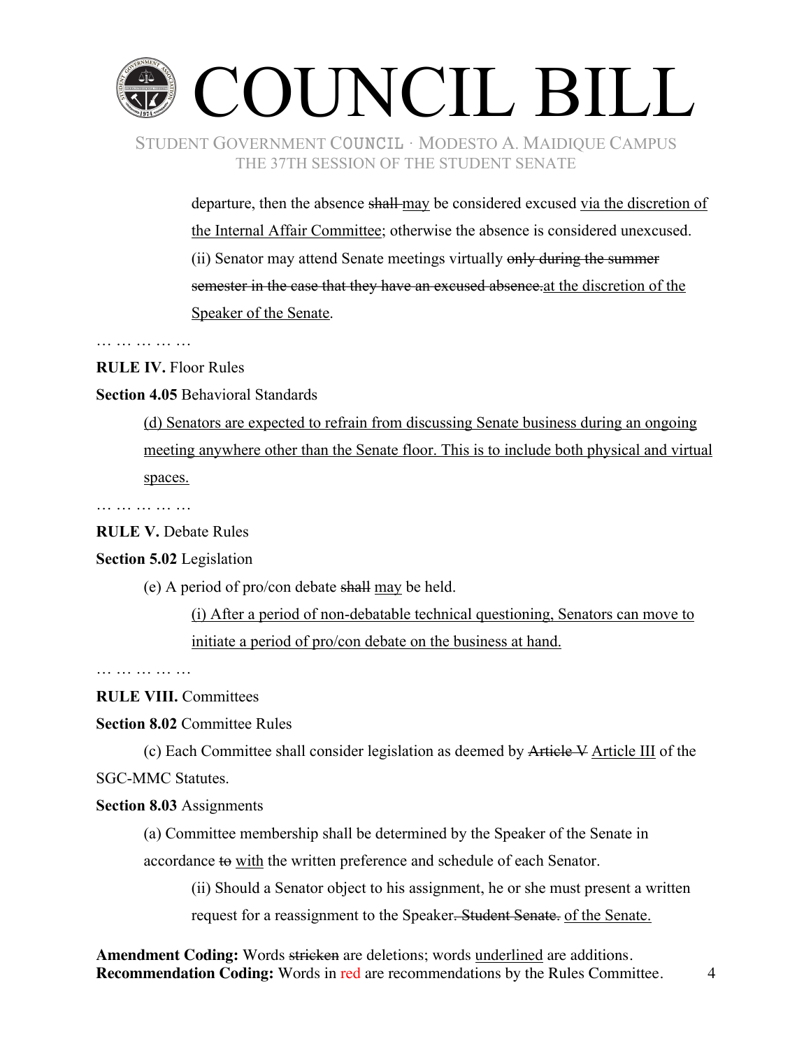departure, then the absence ~~shall~~ <u>may</u> be considered excused <u>via the discretion of the Internal Affair Committee</u>; otherwise the absence is considered unexcused.

(ii) Senator may attend Senate meetings virtually ~~only during the summer semester in the case that they have an excused absence.~~ <u>at the discretion of the Speaker of the Senate</u>.

… … … … …

**RULE IV.** Floor Rules

**Section 4.05** Behavioral Standards

<u>(d) Senators are expected to refrain from discussing Senate business during an ongoing meeting anywhere other than the Senate floor. This is to include both physical and virtual spaces.</u>

… … … … …

**RULE V.** Debate Rules

**Section 5.02** Legislation

(e) A period of pro/con debate ~~shall~~ <u>may</u> be held.

<u>(i) After a period of non-debatable technical questioning, Senators can move to initiate a period of pro/con debate on the business at hand.</u>

… … … … …

**RULE VIII.** Committees

**Section 8.02** Committee Rules

(c) Each Committee shall consider legislation as deemed by ~~Article V~~ <u>Article III</u> of the SGC-MMC Statutes.

**Section 8.03** Assignments

(a) Committee membership shall be determined by the Speaker of the Senate in accordance ~~to~~ <u>with</u> the written preference and schedule of each Senator.

(ii) Should a Senator object to his assignment, he or she must present a written request for a reassignment to the Speaker~~. Student Senate.~~ <u>of the Senate.</u>

**Amendment Coding:** Words ~~stricken~~ are deletions; words <u>underlined</u> are additions.
**Recommendation Coding:** Words in red are recommendations by the Rules Committee.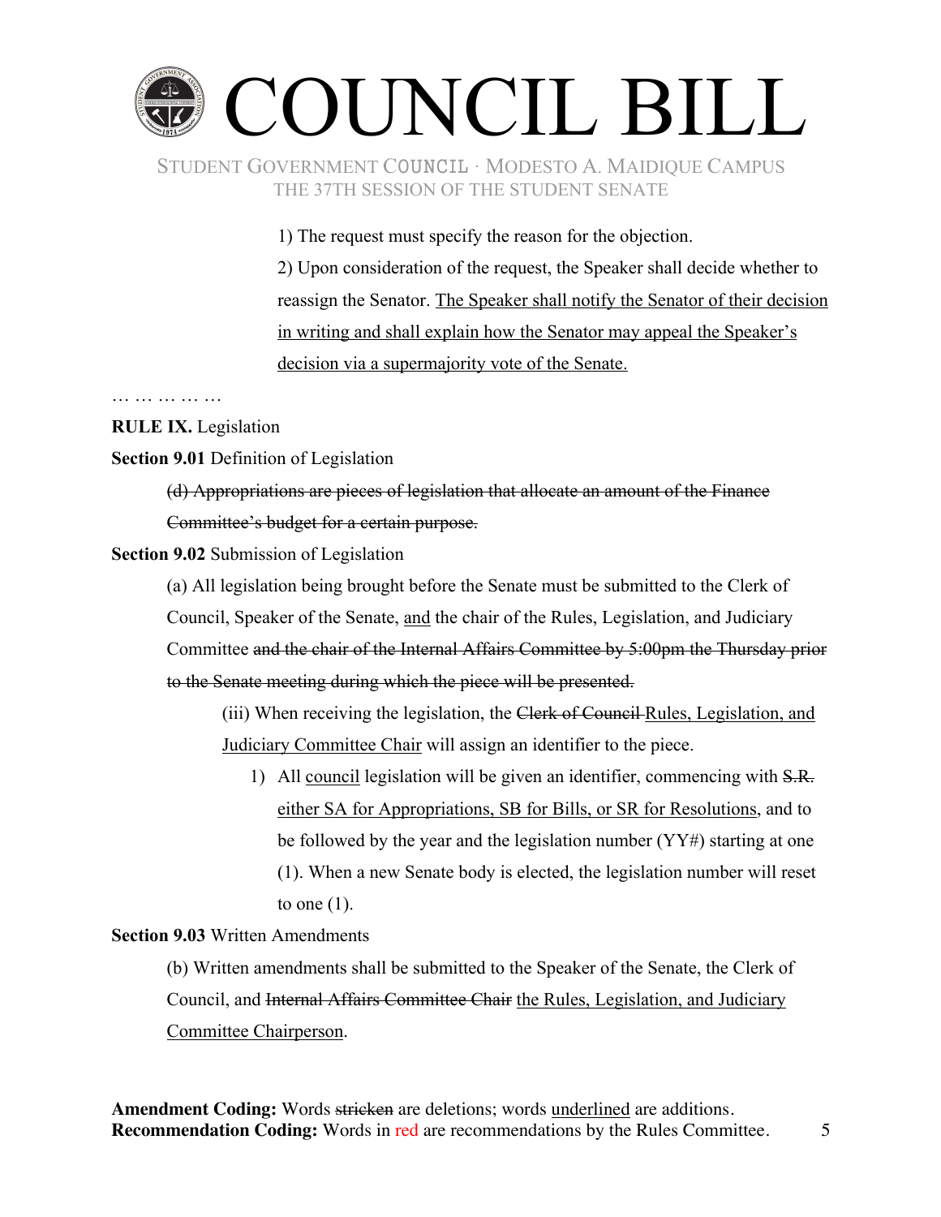1) The request must specify the reason for the objection.

2) Upon consideration of the request, the Speaker shall decide whether to reassign the Senator. <u>The Speaker shall notify the Senator of their decision in writing and shall explain how the Senator may appeal the Speaker's decision via a supermajority vote of the Senate.</u>

… … … … …

**RULE IX.** Legislation

**Section 9.01** Definition of Legislation

~~(d) Appropriations are pieces of legislation that allocate an amount of the Finance Committee's budget for a certain purpose.~~

**Section 9.02** Submission of Legislation

(a) All legislation being brought before the Senate must be submitted to the Clerk of Council, Speaker of the Senate, <u>and</u> the chair of the Rules, Legislation, and Judiciary Committee ~~and the chair of the Internal Affairs Committee by 5:00pm the Thursday prior to the Senate meeting during which the piece will be presented.~~

(iii) When receiving the legislation, the ~~Clerk of Council~~ <u>Rules, Legislation, and Judiciary Committee Chair</u> will assign an identifier to the piece.

1) All <u>council</u> legislation will be given an identifier, commencing with ~~S.R.~~ <u>either SA for Appropriations, SB for Bills, or SR for Resolutions</u>, and to be followed by the year and the legislation number (YY#) starting at one (1). When a new Senate body is elected, the legislation number will reset to one (1).

**Section 9.03** Written Amendments

(b) Written amendments shall be submitted to the Speaker of the Senate, the Clerk of Council, and ~~Internal Affairs Committee Chair~~ <u>the Rules, Legislation, and Judiciary Committee Chairperson</u>.

**Amendment Coding:** Words ~~stricken~~ are deletions; words <u>underlined</u> are additions.
**Recommendation Coding:** Words in red are recommendations by the Rules Committee.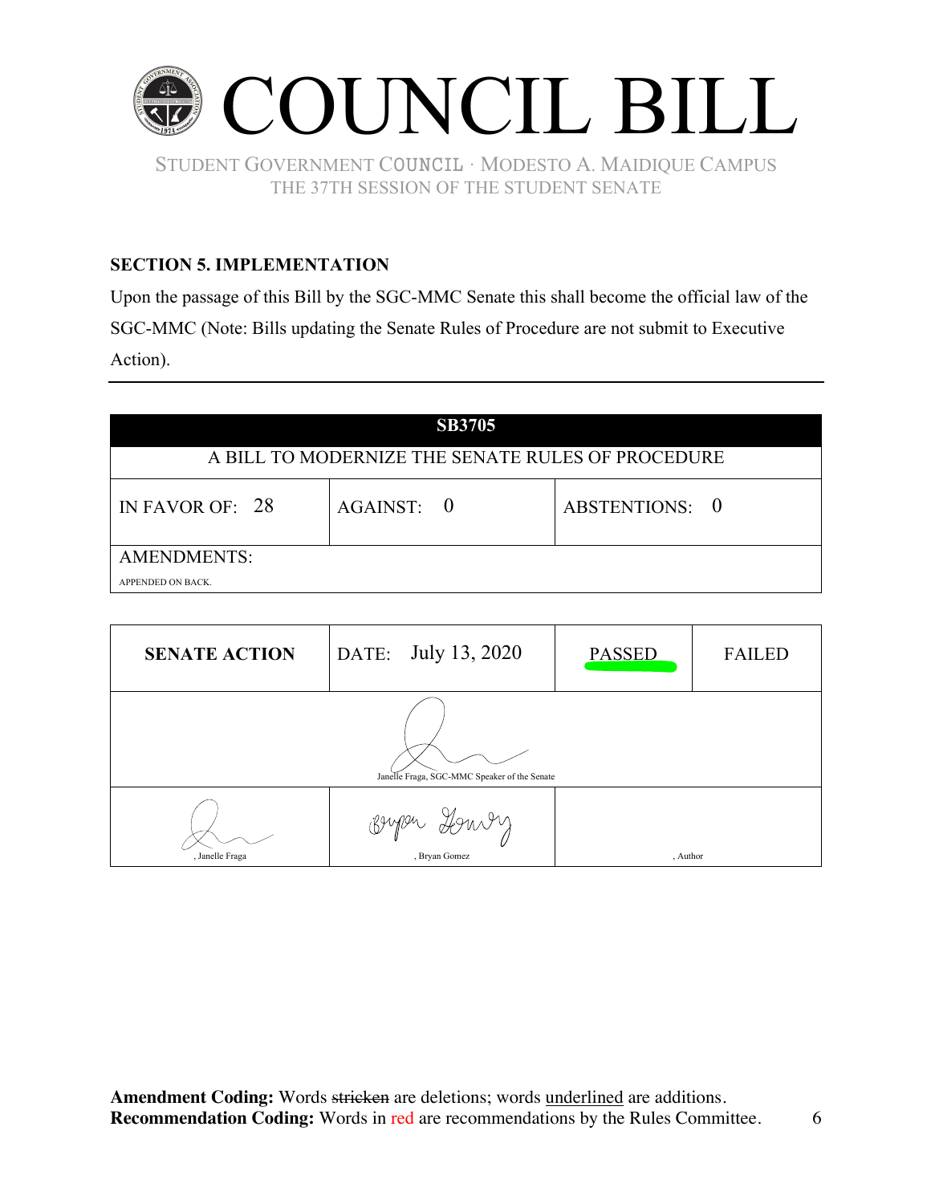# COUNCIL BILL

STUDENT GOVERNMENT COUNCIL · MODESTO A. MAIDIQUE CAMPUS
THE 37TH SESSION OF THE STUDENT SENATE

**SECTION 5. IMPLEMENTATION**

Upon the passage of this Bill by the SGC-MMC Senate this shall become the official law of the SGC-MMC (Note: Bills updating the Senate Rules of Procedure are not submit to Executive Action).

---

| SB3705 | | |
|---|---|---|
| A BILL TO MODERNIZE THE SENATE RULES OF PROCEDURE | | |
| IN FAVOR OF: 28 | AGAINST: 0 | ABSTENTIONS: 0 |
| AMENDMENTS: APPENDED ON BACK. | | |

| SENATE ACTION | DATE: July 13, 2020 | PASSED | FAILED |
|---|---|---|---|
| Janelle Fraga, SGC-MMC Speaker of the Senate | | | |
| , Janelle Fraga | , Bryan Gomez | , Author | |

**Amendment Coding:** Words ~~stricken~~ are deletions; words <u>underlined</u> are additions.
**Recommendation Coding:** Words in red are recommendations by the Rules Committee.